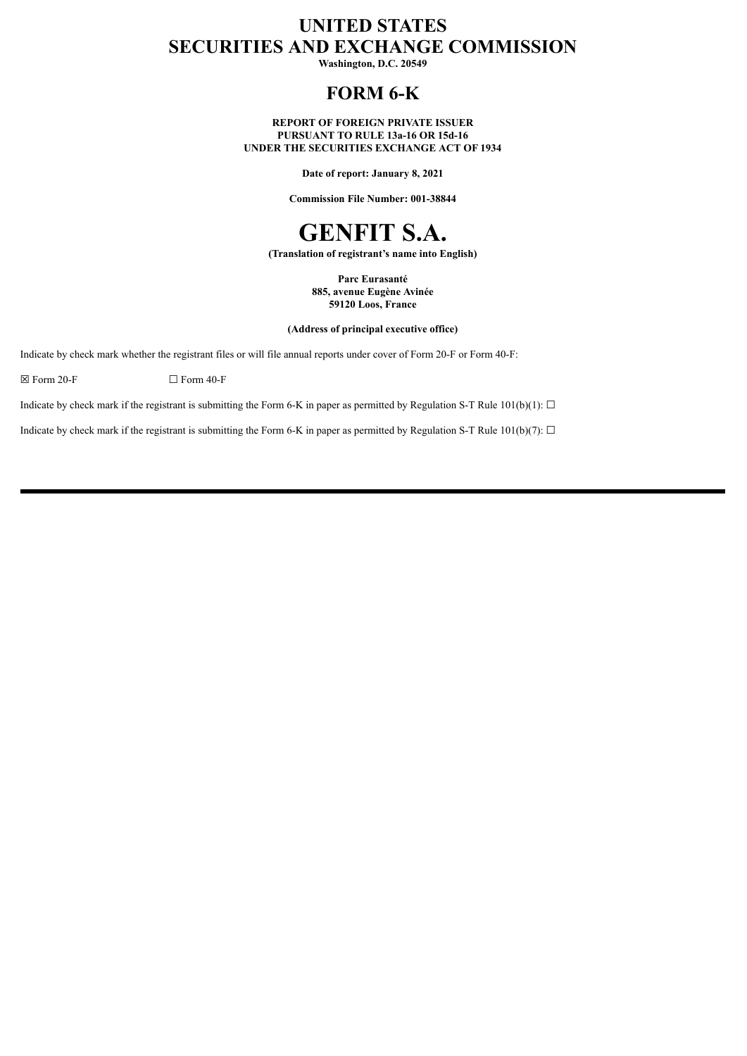# UNITED STATES
# SECURITIES AND EXCHANGE COMMISSION

**Washington, D.C. 20549**

## FORM 6-K

**REPORT OF FOREIGN PRIVATE ISSUER**
**PURSUANT TO RULE 13a-16 OR 15d-16**
**UNDER THE SECURITIES EXCHANGE ACT OF 1934**

**Date of report: January 8, 2021**

**Commission File Number: 001-38844**

# GENFIT S.A.

**(Translation of registrant's name into English)**

**Parc Eurasanté**
**885, avenue Eugène Avinée**
**59120 Loos, France**

**(Address of principal executive office)**

Indicate by check mark whether the registrant files or will file annual reports under cover of Form 20-F or Form 40-F:

☒ Form 20-F ☐ Form 40-F

Indicate by check mark if the registrant is submitting the Form 6-K in paper as permitted by Regulation S-T Rule 101(b)(1): ☐

Indicate by check mark if the registrant is submitting the Form 6-K in paper as permitted by Regulation S-T Rule 101(b)(7): ☐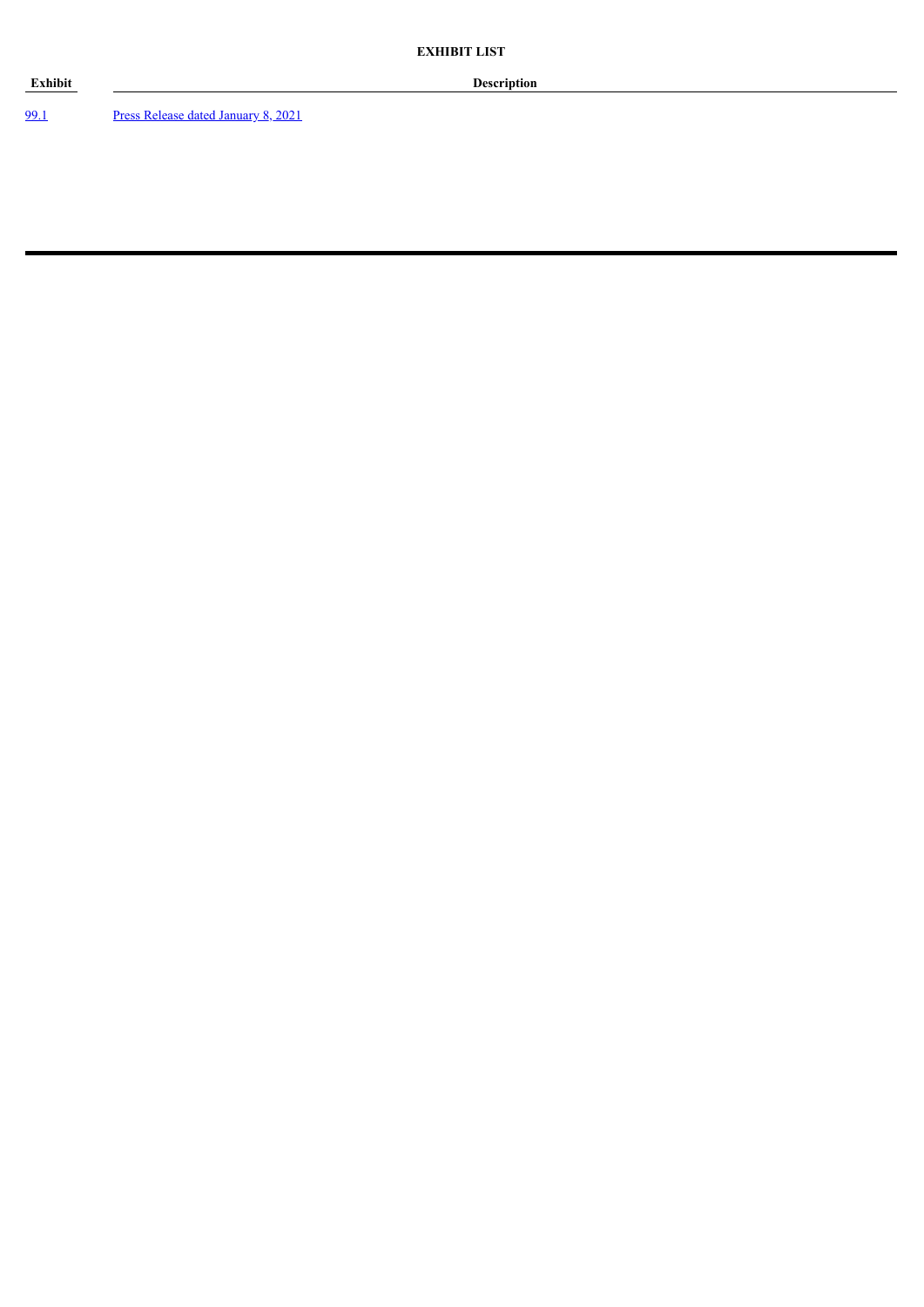**EXHIBIT LIST**

| Exhibit | Description |
| --- | --- |
| 99.1 | Press Release dated January 8, 2021 |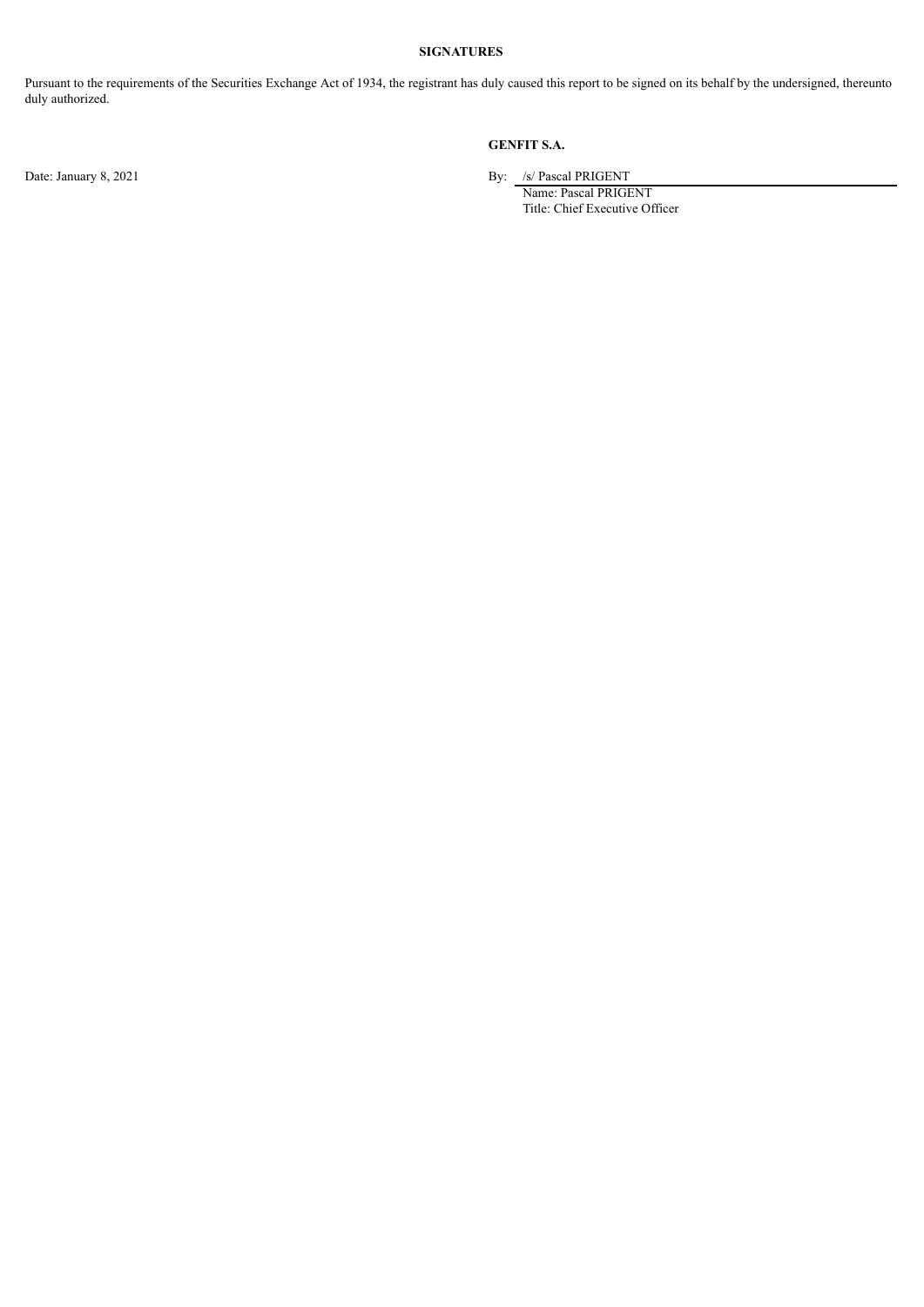## SIGNATURES

Pursuant to the requirements of the Securities Exchange Act of 1934, the registrant has duly caused this report to be signed on its behalf by the undersigned, thereunto duly authorized.

**GENFIT S.A.**

Date: January 8, 2021

By: /s/ Pascal PRIGENT
Name: Pascal PRIGENT
Title: Chief Executive Officer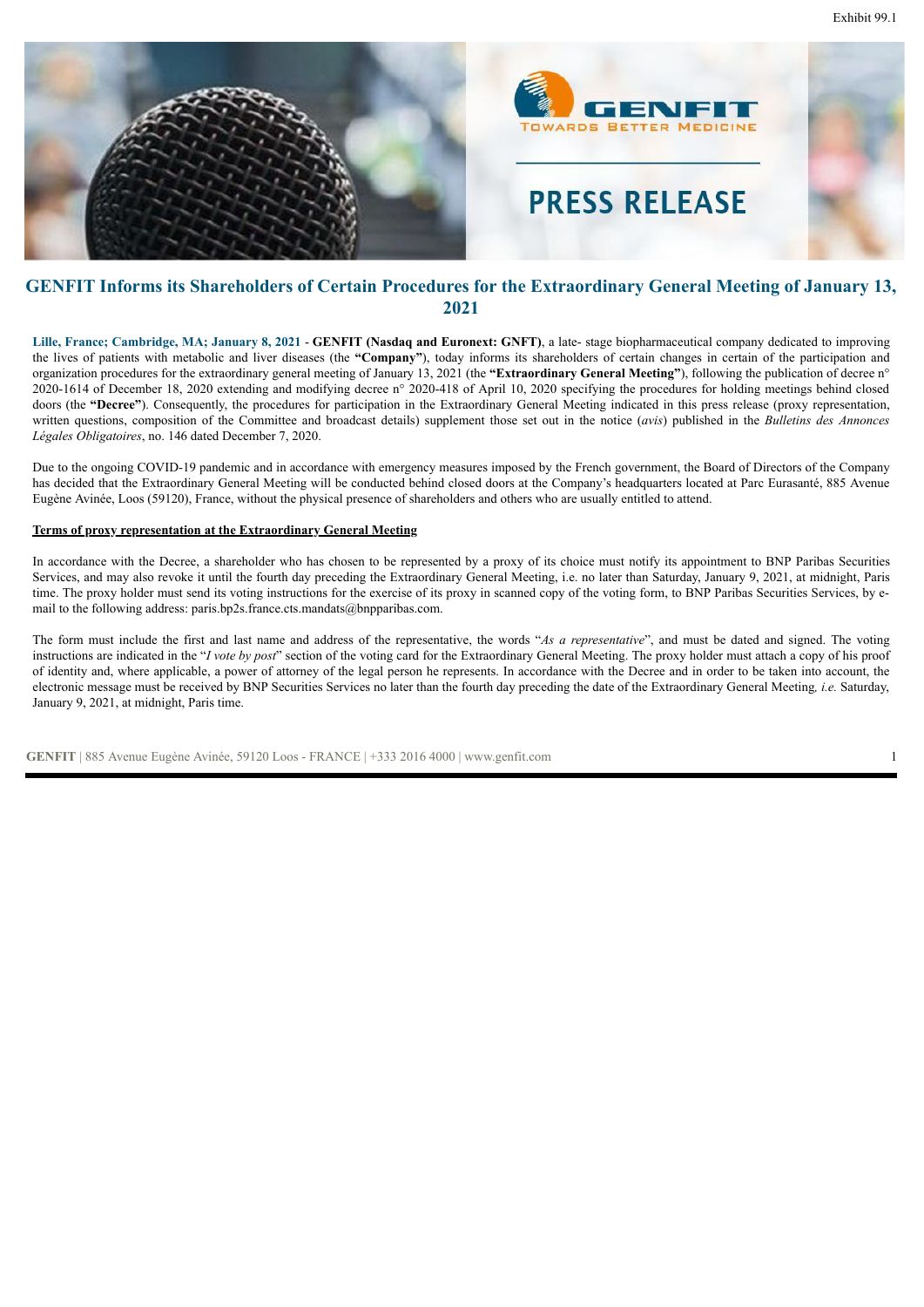Exhibit 99.1

PRESS RELEASE

## GENFIT Informs its Shareholders of Certain Procedures for the Extraordinary General Meeting of January 13, 2021

**Lille, France; Cambridge, MA; January 8, 2021** - **GENFIT (Nasdaq and Euronext: GNFT)**, a late- stage biopharmaceutical company dedicated to improving the lives of patients with metabolic and liver diseases (the **"Company"**), today informs its shareholders of certain changes in certain of the participation and organization procedures for the extraordinary general meeting of January 13, 2021 (the **"Extraordinary General Meeting"**), following the publication of decree n° 2020-1614 of December 18, 2020 extending and modifying decree n° 2020-418 of April 10, 2020 specifying the procedures for holding meetings behind closed doors (the **"Decree"**). Consequently, the procedures for participation in the Extraordinary General Meeting indicated in this press release (proxy representation, written questions, composition of the Committee and broadcast details) supplement those set out in the notice (*avis*) published in the *Bulletins des Annonces Légales Obligatoires*, no. 146 dated December 7, 2020.

Due to the ongoing COVID-19 pandemic and in accordance with emergency measures imposed by the French government, the Board of Directors of the Company has decided that the Extraordinary General Meeting will be conducted behind closed doors at the Company's headquarters located at Parc Eurasanté, 885 Avenue Eugène Avinée, Loos (59120), France, without the physical presence of shareholders and others who are usually entitled to attend.

**Terms of proxy representation at the Extraordinary General Meeting**

In accordance with the Decree, a shareholder who has chosen to be represented by a proxy of its choice must notify its appointment to BNP Paribas Securities Services, and may also revoke it until the fourth day preceding the Extraordinary General Meeting, i.e. no later than Saturday, January 9, 2021, at midnight, Paris time. The proxy holder must send its voting instructions for the exercise of its proxy in scanned copy of the voting form, to BNP Paribas Securities Services, by e-mail to the following address: paris.bp2s.france.cts.mandats@bnpparibas.com.

The form must include the first and last name and address of the representative, the words "*As a representative*", and must be dated and signed. The voting instructions are indicated in the "*I vote by post*" section of the voting card for the Extraordinary General Meeting. The proxy holder must attach a copy of his proof of identity and, where applicable, a power of attorney of the legal person he represents. In accordance with the Decree and in order to be taken into account, the electronic message must be received by BNP Securities Services no later than the fourth day preceding the date of the Extraordinary General Meeting*, i.e.* Saturday, January 9, 2021, at midnight, Paris time.

**GENFIT** | 885 Avenue Eugène Avinée, 59120 Loos - FRANCE | +333 2016 4000 | www.genfit.com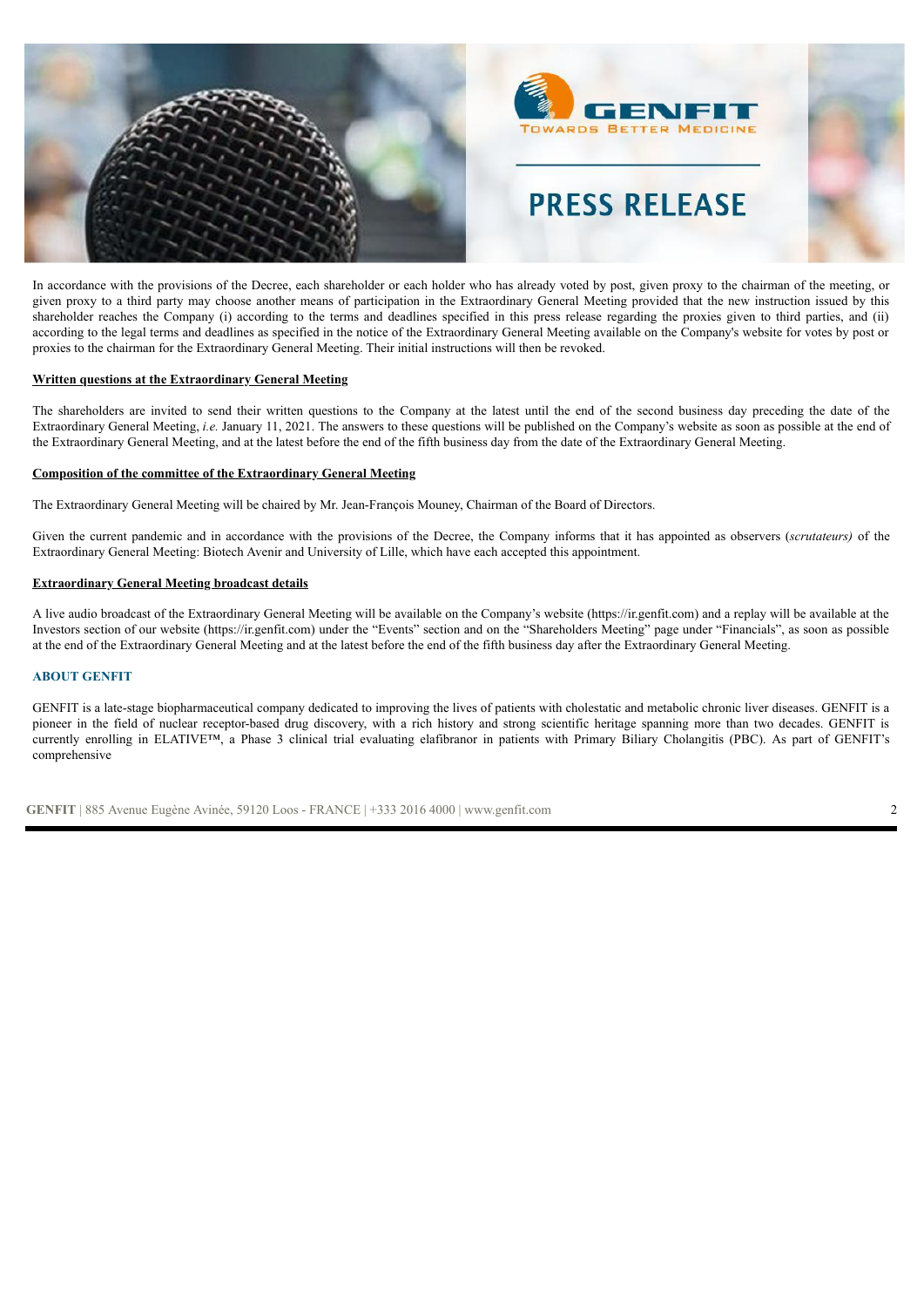In accordance with the provisions of the Decree, each shareholder or each holder who has already voted by post, given proxy to the chairman of the meeting, or given proxy to a third party may choose another means of participation in the Extraordinary General Meeting provided that the new instruction issued by this shareholder reaches the Company (i) according to the terms and deadlines specified in this press release regarding the proxies given to third parties, and (ii) according to the legal terms and deadlines as specified in the notice of the Extraordinary General Meeting available on the Company's website for votes by post or proxies to the chairman for the Extraordinary General Meeting. Their initial instructions will then be revoked.

**Written questions at the Extraordinary General Meeting**

The shareholders are invited to send their written questions to the Company at the latest until the end of the second business day preceding the date of the Extraordinary General Meeting, *i.e.* January 11, 2021. The answers to these questions will be published on the Company's website as soon as possible at the end of the Extraordinary General Meeting, and at the latest before the end of the fifth business day from the date of the Extraordinary General Meeting.

**Composition of the committee of the Extraordinary General Meeting**

The Extraordinary General Meeting will be chaired by Mr. Jean-François Mouney, Chairman of the Board of Directors.

Given the current pandemic and in accordance with the provisions of the Decree, the Company informs that it has appointed as observers (*scrutateurs)* of the Extraordinary General Meeting: Biotech Avenir and University of Lille, which have each accepted this appointment.

**Extraordinary General Meeting broadcast details**

A live audio broadcast of the Extraordinary General Meeting will be available on the Company's website (https://ir.genfit.com) and a replay will be available at the Investors section of our website (https://ir.genfit.com) under the "Events" section and on the "Shareholders Meeting" page under "Financials", as soon as possible at the end of the Extraordinary General Meeting and at the latest before the end of the fifth business day after the Extraordinary General Meeting.

## ABOUT GENFIT

GENFIT is a late-stage biopharmaceutical company dedicated to improving the lives of patients with cholestatic and metabolic chronic liver diseases. GENFIT is a pioneer in the field of nuclear receptor-based drug discovery, with a rich history and strong scientific heritage spanning more than two decades. GENFIT is currently enrolling in ELATIVE™, a Phase 3 clinical trial evaluating elafibranor in patients with Primary Biliary Cholangitis (PBC). As part of GENFIT's comprehensive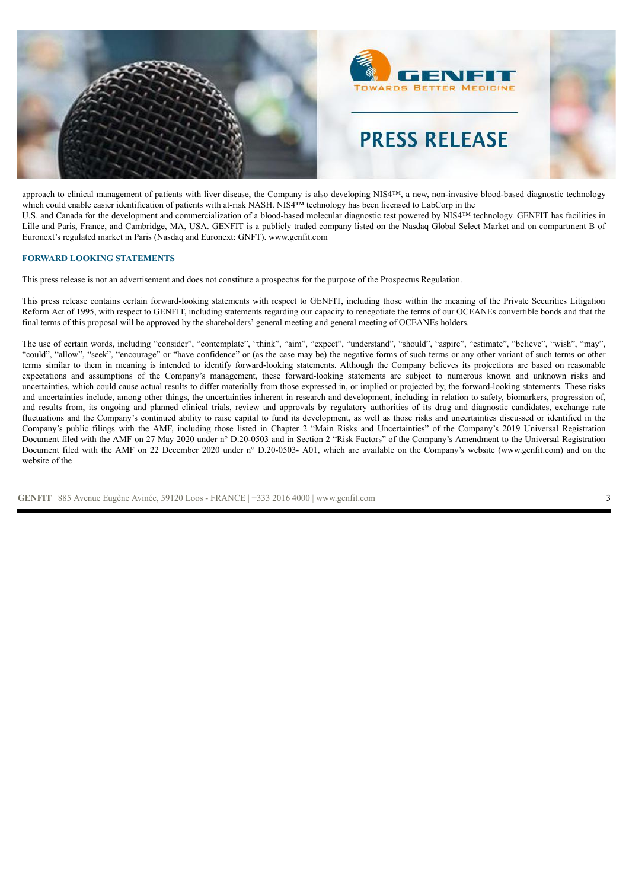approach to clinical management of patients with liver disease, the Company is also developing NIS4™, a new, non-invasive blood-based diagnostic technology which could enable easier identification of patients with at-risk NASH. NIS4™ technology has been licensed to LabCorp in the U.S. and Canada for the development and commercialization of a blood-based molecular diagnostic test powered by NIS4™ technology. GENFIT has facilities in Lille and Paris, France, and Cambridge, MA, USA. GENFIT is a publicly traded company listed on the Nasdaq Global Select Market and on compartment B of Euronext's regulated market in Paris (Nasdaq and Euronext: GNFT). www.genfit.com

### FORWARD LOOKING STATEMENTS

This press release is not an advertisement and does not constitute a prospectus for the purpose of the Prospectus Regulation.

This press release contains certain forward-looking statements with respect to GENFIT, including those within the meaning of the Private Securities Litigation Reform Act of 1995, with respect to GENFIT, including statements regarding our capacity to renegotiate the terms of our OCEANEs convertible bonds and that the final terms of this proposal will be approved by the shareholders' general meeting and general meeting of OCEANEs holders.

The use of certain words, including "consider", "contemplate", "think", "aim", "expect", "understand", "should", "aspire", "estimate", "believe", "wish", "may", "could", "allow", "seek", "encourage" or "have confidence" or (as the case may be) the negative forms of such terms or any other variant of such terms or other terms similar to them in meaning is intended to identify forward-looking statements. Although the Company believes its projections are based on reasonable expectations and assumptions of the Company's management, these forward-looking statements are subject to numerous known and unknown risks and uncertainties, which could cause actual results to differ materially from those expressed in, or implied or projected by, the forward-looking statements. These risks and uncertainties include, among other things, the uncertainties inherent in research and development, including in relation to safety, biomarkers, progression of, and results from, its ongoing and planned clinical trials, review and approvals by regulatory authorities of its drug and diagnostic candidates, exchange rate fluctuations and the Company's continued ability to raise capital to fund its development, as well as those risks and uncertainties discussed or identified in the Company's public filings with the AMF, including those listed in Chapter 2 "Main Risks and Uncertainties" of the Company's 2019 Universal Registration Document filed with the AMF on 27 May 2020 under n° D.20-0503 and in Section 2 "Risk Factors" of the Company's Amendment to the Universal Registration Document filed with the AMF on 22 December 2020 under n° D.20-0503- A01, which are available on the Company's website (www.genfit.com) and on the website of the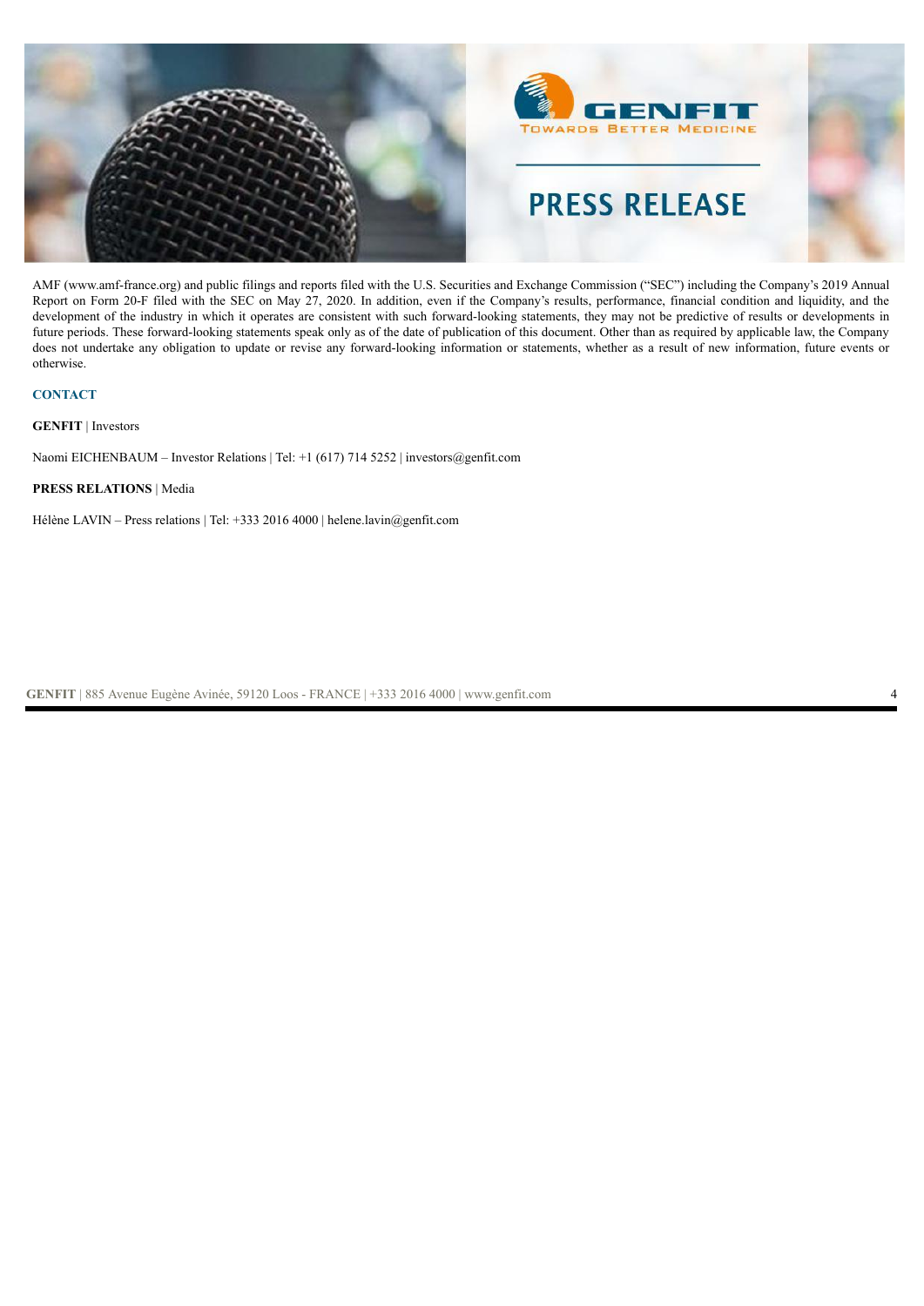AMF (www.amf-france.org) and public filings and reports filed with the U.S. Securities and Exchange Commission ("SEC") including the Company's 2019 Annual Report on Form 20-F filed with the SEC on May 27, 2020. In addition, even if the Company's results, performance, financial condition and liquidity, and the development of the industry in which it operates are consistent with such forward-looking statements, they may not be predictive of results or developments in future periods. These forward-looking statements speak only as of the date of publication of this document. Other than as required by applicable law, the Company does not undertake any obligation to update or revise any forward-looking information or statements, whether as a result of new information, future events or otherwise.

## CONTACT

**GENFIT** | Investors

Naomi EICHENBAUM – Investor Relations | Tel: +1 (617) 714 5252 | investors@genfit.com

**PRESS RELATIONS** | Media

Hélène LAVIN – Press relations | Tel: +333 2016 4000 | helene.lavin@genfit.com